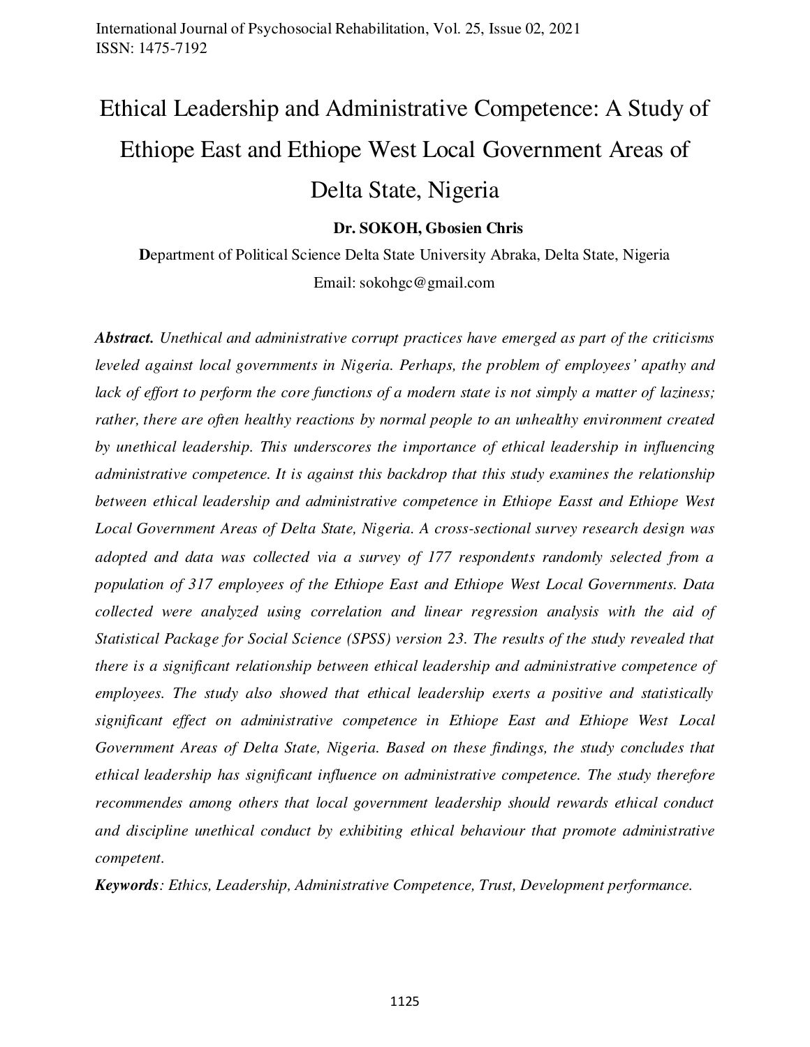# Ethical Leadership and Administrative Competence: A Study of Ethiope East and Ethiope West Local Government Areas of Delta State, Nigeria

**Dr. SOKOH, Gbosien Chris**

**D**epartment of Political Science Delta State University Abraka, Delta State, Nigeria

Email: sokohgc@gmail.com

***Abstract.*** *Unethical and administrative corrupt practices have emerged as part of the criticisms leveled against local governments in Nigeria. Perhaps, the problem of employees' apathy and lack of effort to perform the core functions of a modern state is not simply a matter of laziness; rather, there are often healthy reactions by normal people to an unhealthy environment created by unethical leadership. This underscores the importance of ethical leadership in influencing administrative competence. It is against this backdrop that this study examines the relationship between ethical leadership and administrative competence in Ethiope Easst and Ethiope West Local Government Areas of Delta State, Nigeria. A cross-sectional survey research design was adopted and data was collected via a survey of 177 respondents randomly selected from a population of 317 employees of the Ethiope East and Ethiope West Local Governments. Data collected were analyzed using correlation and linear regression analysis with the aid of Statistical Package for Social Science (SPSS) version 23. The results of the study revealed that there is a significant relationship between ethical leadership and administrative competence of employees. The study also showed that ethical leadership exerts a positive and statistically significant effect on administrative competence in Ethiope East and Ethiope West Local Government Areas of Delta State, Nigeria. Based on these findings, the study concludes that ethical leadership has significant influence on administrative competence. The study therefore recommendes among others that local government leadership should rewards ethical conduct and discipline unethical conduct by exhibiting ethical behaviour that promote administrative competent.*

***Keywords****: Ethics, Leadership, Administrative Competence, Trust, Development performance.*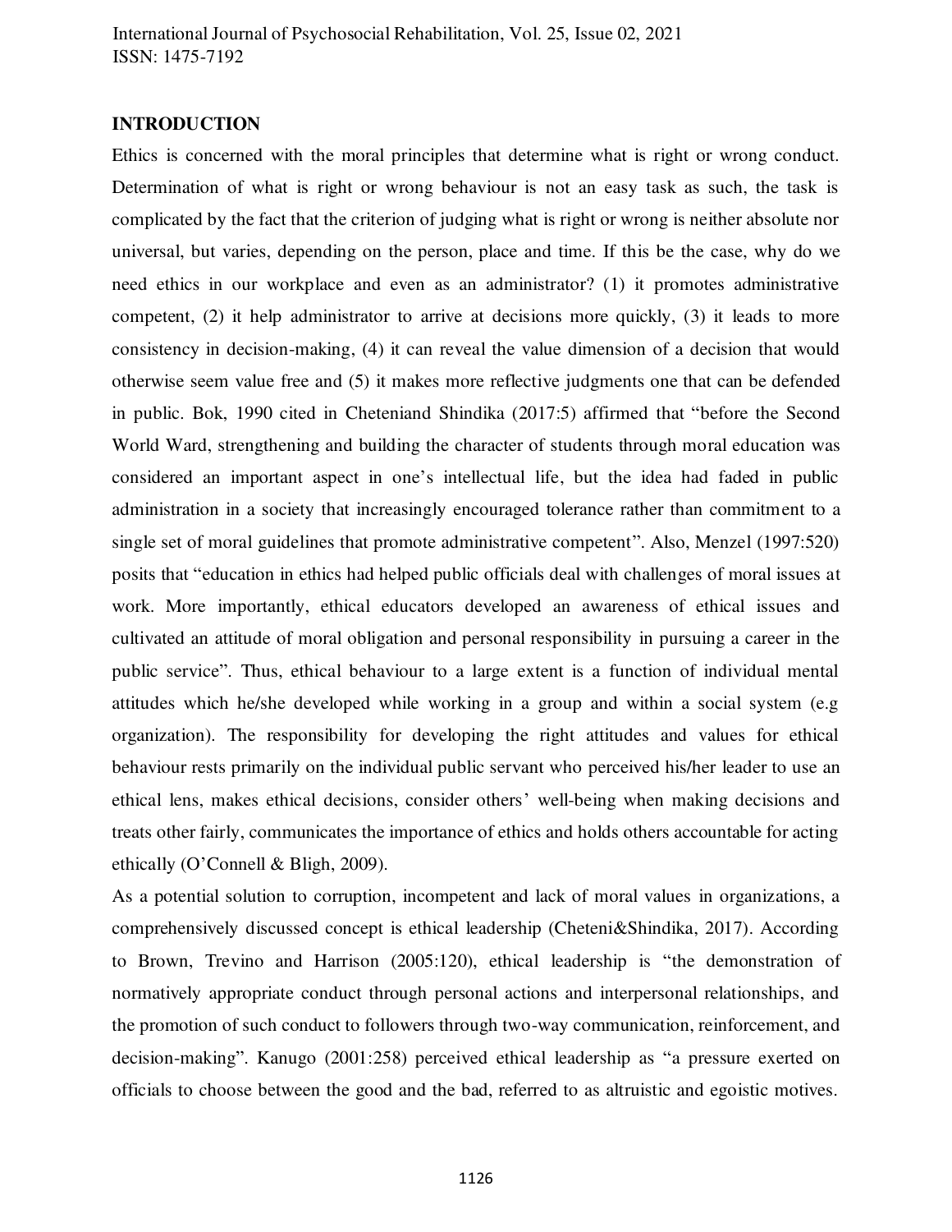## INTRODUCTION

Ethics is concerned with the moral principles that determine what is right or wrong conduct. Determination of what is right or wrong behaviour is not an easy task as such, the task is complicated by the fact that the criterion of judging what is right or wrong is neither absolute nor universal, but varies, depending on the person, place and time. If this be the case, why do we need ethics in our workplace and even as an administrator? (1) it promotes administrative competent, (2) it help administrator to arrive at decisions more quickly, (3) it leads to more consistency in decision-making, (4) it can reveal the value dimension of a decision that would otherwise seem value free and (5) it makes more reflective judgments one that can be defended in public. Bok, 1990 cited in Cheteniand Shindika (2017:5) affirmed that "before the Second World Ward, strengthening and building the character of students through moral education was considered an important aspect in one's intellectual life, but the idea had faded in public administration in a society that increasingly encouraged tolerance rather than commitment to a single set of moral guidelines that promote administrative competent". Also, Menzel (1997:520) posits that "education in ethics had helped public officials deal with challenges of moral issues at work. More importantly, ethical educators developed an awareness of ethical issues and cultivated an attitude of moral obligation and personal responsibility in pursuing a career in the public service". Thus, ethical behaviour to a large extent is a function of individual mental attitudes which he/she developed while working in a group and within a social system (e.g organization). The responsibility for developing the right attitudes and values for ethical behaviour rests primarily on the individual public servant who perceived his/her leader to use an ethical lens, makes ethical decisions, consider others' well-being when making decisions and treats other fairly, communicates the importance of ethics and holds others accountable for acting ethically (O'Connell & Bligh, 2009).

As a potential solution to corruption, incompetent and lack of moral values in organizations, a comprehensively discussed concept is ethical leadership (Cheteni&Shindika, 2017). According to Brown, Trevino and Harrison (2005:120), ethical leadership is "the demonstration of normatively appropriate conduct through personal actions and interpersonal relationships, and the promotion of such conduct to followers through two-way communication, reinforcement, and decision-making". Kanugo (2001:258) perceived ethical leadership as "a pressure exerted on officials to choose between the good and the bad, referred to as altruistic and egoistic motives.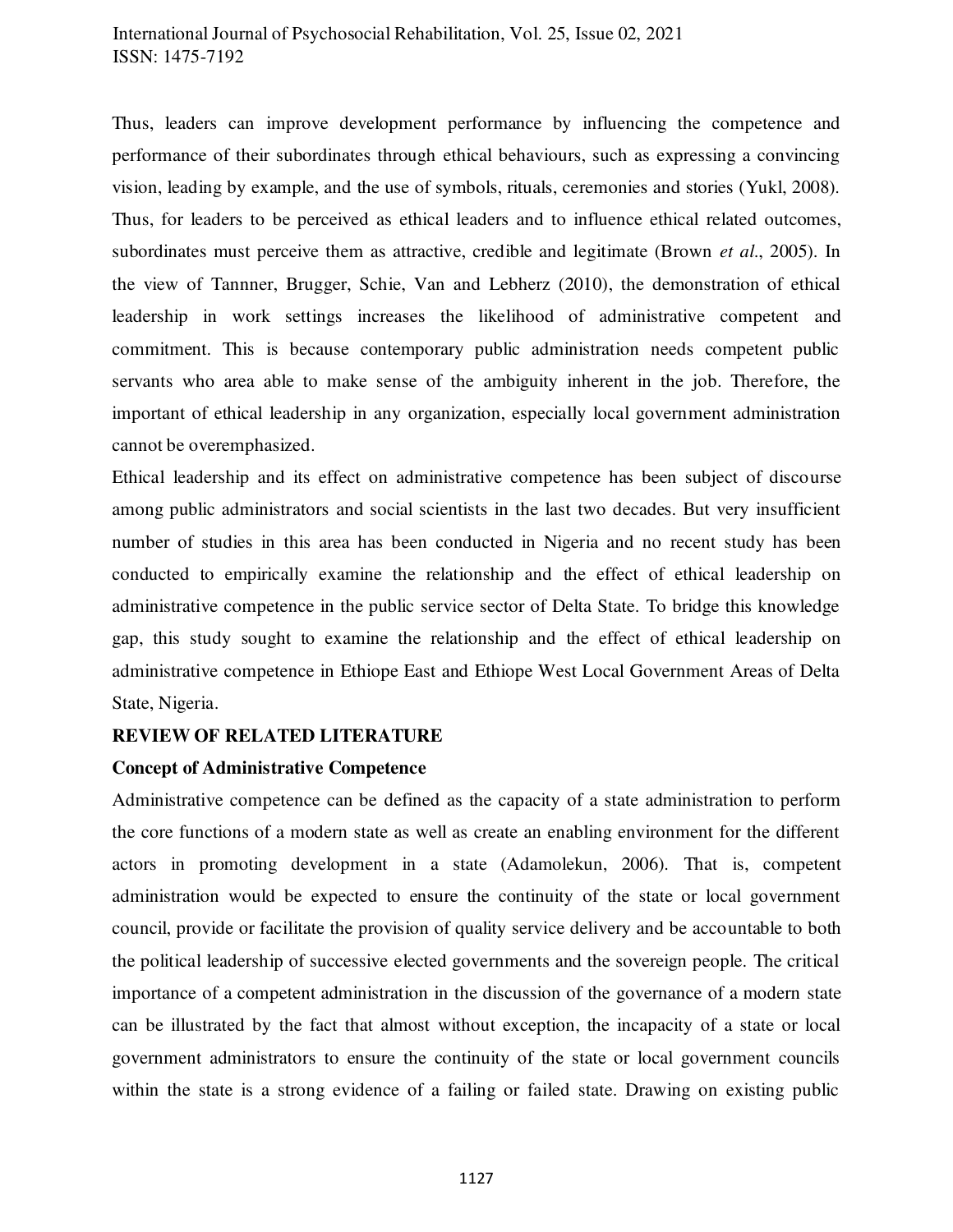Thus, leaders can improve development performance by influencing the competence and performance of their subordinates through ethical behaviours, such as expressing a convincing vision, leading by example, and the use of symbols, rituals, ceremonies and stories (Yukl, 2008). Thus, for leaders to be perceived as ethical leaders and to influence ethical related outcomes, subordinates must perceive them as attractive, credible and legitimate (Brown *et al*., 2005). In the view of Tannner, Brugger, Schie, Van and Lebherz (2010), the demonstration of ethical leadership in work settings increases the likelihood of administrative competent and commitment. This is because contemporary public administration needs competent public servants who area able to make sense of the ambiguity inherent in the job. Therefore, the important of ethical leadership in any organization, especially local government administration cannot be overemphasized.

Ethical leadership and its effect on administrative competence has been subject of discourse among public administrators and social scientists in the last two decades. But very insufficient number of studies in this area has been conducted in Nigeria and no recent study has been conducted to empirically examine the relationship and the effect of ethical leadership on administrative competence in the public service sector of Delta State. To bridge this knowledge gap, this study sought to examine the relationship and the effect of ethical leadership on administrative competence in Ethiope East and Ethiope West Local Government Areas of Delta State, Nigeria.

## REVIEW OF RELATED LITERATURE

### Concept of Administrative Competence

Administrative competence can be defined as the capacity of a state administration to perform the core functions of a modern state as well as create an enabling environment for the different actors in promoting development in a state (Adamolekun, 2006). That is, competent administration would be expected to ensure the continuity of the state or local government council, provide or facilitate the provision of quality service delivery and be accountable to both the political leadership of successive elected governments and the sovereign people. The critical importance of a competent administration in the discussion of the governance of a modern state can be illustrated by the fact that almost without exception, the incapacity of a state or local government administrators to ensure the continuity of the state or local government councils within the state is a strong evidence of a failing or failed state. Drawing on existing public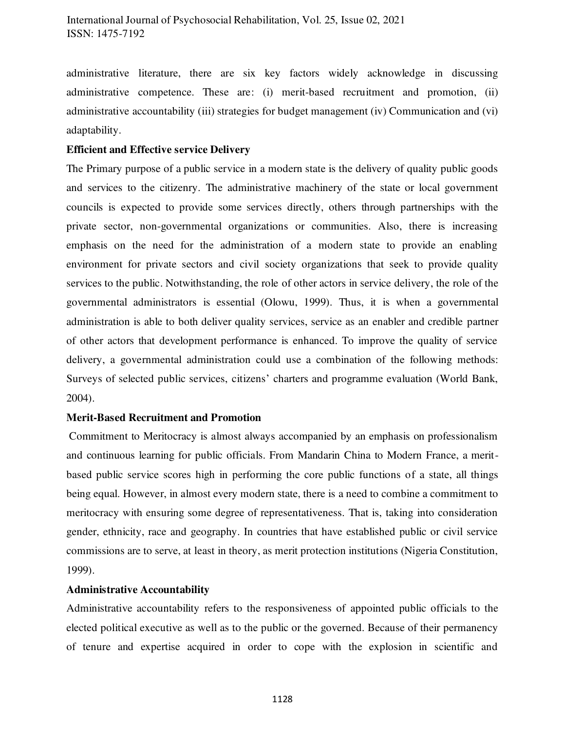administrative literature, there are six key factors widely acknowledge in discussing administrative competence. These are: (i) merit-based recruitment and promotion, (ii) administrative accountability (iii) strategies for budget management (iv) Communication and (vi) adaptability.

**Efficient and Effective service Delivery**

The Primary purpose of a public service in a modern state is the delivery of quality public goods and services to the citizenry. The administrative machinery of the state or local government councils is expected to provide some services directly, others through partnerships with the private sector, non-governmental organizations or communities. Also, there is increasing emphasis on the need for the administration of a modern state to provide an enabling environment for private sectors and civil society organizations that seek to provide quality services to the public. Notwithstanding, the role of other actors in service delivery, the role of the governmental administrators is essential (Olowu, 1999). Thus, it is when a governmental administration is able to both deliver quality services, service as an enabler and credible partner of other actors that development performance is enhanced. To improve the quality of service delivery, a governmental administration could use a combination of the following methods: Surveys of selected public services, citizens' charters and programme evaluation (World Bank, 2004).

**Merit-Based Recruitment and Promotion**

Commitment to Meritocracy is almost always accompanied by an emphasis on professionalism and continuous learning for public officials. From Mandarin China to Modern France, a merit-based public service scores high in performing the core public functions of a state, all things being equal. However, in almost every modern state, there is a need to combine a commitment to meritocracy with ensuring some degree of representativeness. That is, taking into consideration gender, ethnicity, race and geography. In countries that have established public or civil service commissions are to serve, at least in theory, as merit protection institutions (Nigeria Constitution, 1999).

**Administrative Accountability**

Administrative accountability refers to the responsiveness of appointed public officials to the elected political executive as well as to the public or the governed. Because of their permanency of tenure and expertise acquired in order to cope with the explosion in scientific and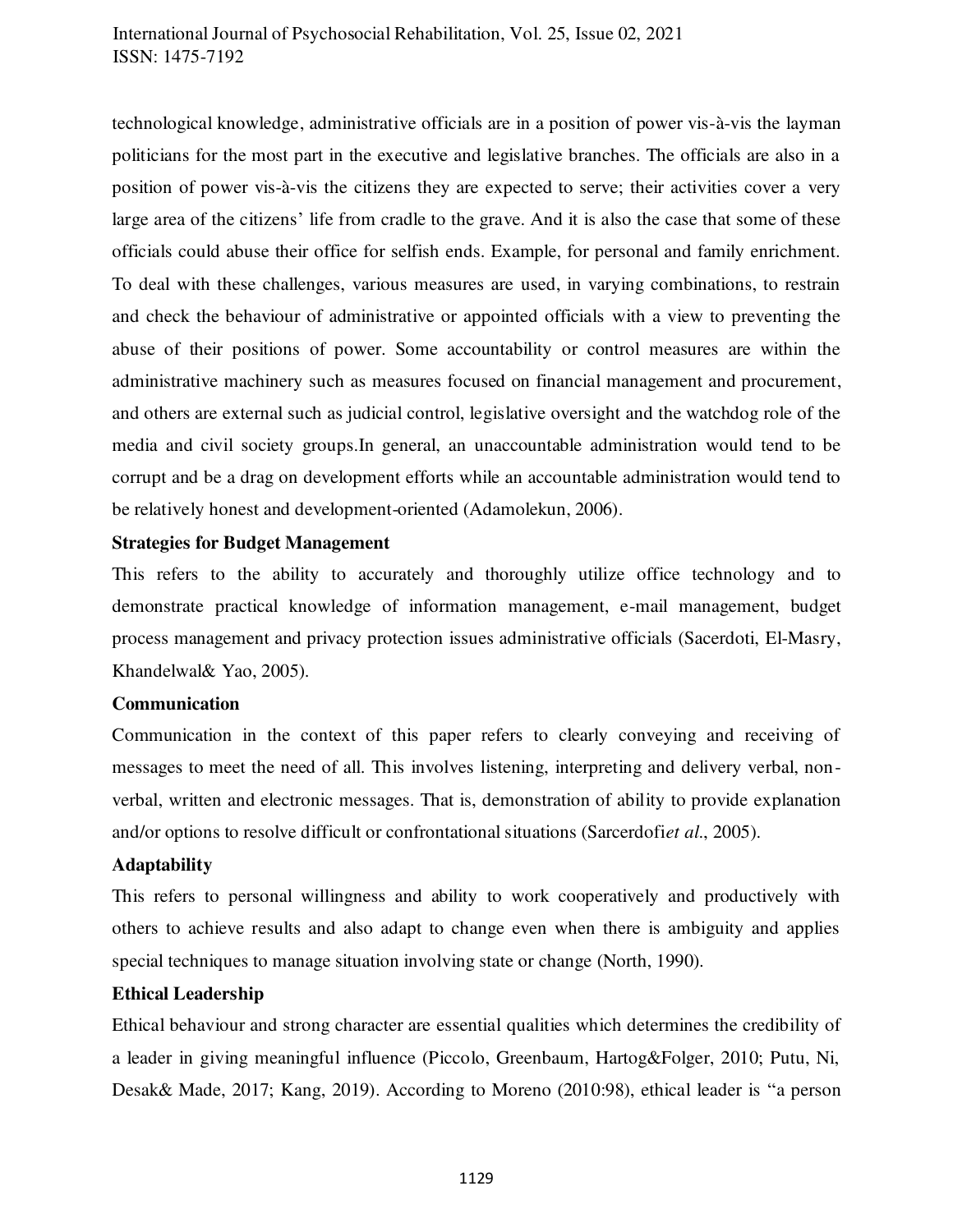technological knowledge, administrative officials are in a position of power vis-à-vis the layman politicians for the most part in the executive and legislative branches. The officials are also in a position of power vis-à-vis the citizens they are expected to serve; their activities cover a very large area of the citizens' life from cradle to the grave. And it is also the case that some of these officials could abuse their office for selfish ends. Example, for personal and family enrichment. To deal with these challenges, various measures are used, in varying combinations, to restrain and check the behaviour of administrative or appointed officials with a view to preventing the abuse of their positions of power. Some accountability or control measures are within the administrative machinery such as measures focused on financial management and procurement, and others are external such as judicial control, legislative oversight and the watchdog role of the media and civil society groups.In general, an unaccountable administration would tend to be corrupt and be a drag on development efforts while an accountable administration would tend to be relatively honest and development-oriented (Adamolekun, 2006).

**Strategies for Budget Management**

This refers to the ability to accurately and thoroughly utilize office technology and to demonstrate practical knowledge of information management, e-mail management, budget process management and privacy protection issues administrative officials (Sacerdoti, El-Masry, Khandelwal& Yao, 2005).

**Communication**

Communication in the context of this paper refers to clearly conveying and receiving of messages to meet the need of all. This involves listening, interpreting and delivery verbal, non-verbal, written and electronic messages. That is, demonstration of ability to provide explanation and/or options to resolve difficult or confrontational situations (Sarcerdofi*et al*., 2005).

**Adaptability**

This refers to personal willingness and ability to work cooperatively and productively with others to achieve results and also adapt to change even when there is ambiguity and applies special techniques to manage situation involving state or change (North, 1990).

**Ethical Leadership**

Ethical behaviour and strong character are essential qualities which determines the credibility of a leader in giving meaningful influence (Piccolo, Greenbaum, Hartog&Folger, 2010; Putu, Ni, Desak& Made, 2017; Kang, 2019). According to Moreno (2010:98), ethical leader is "a person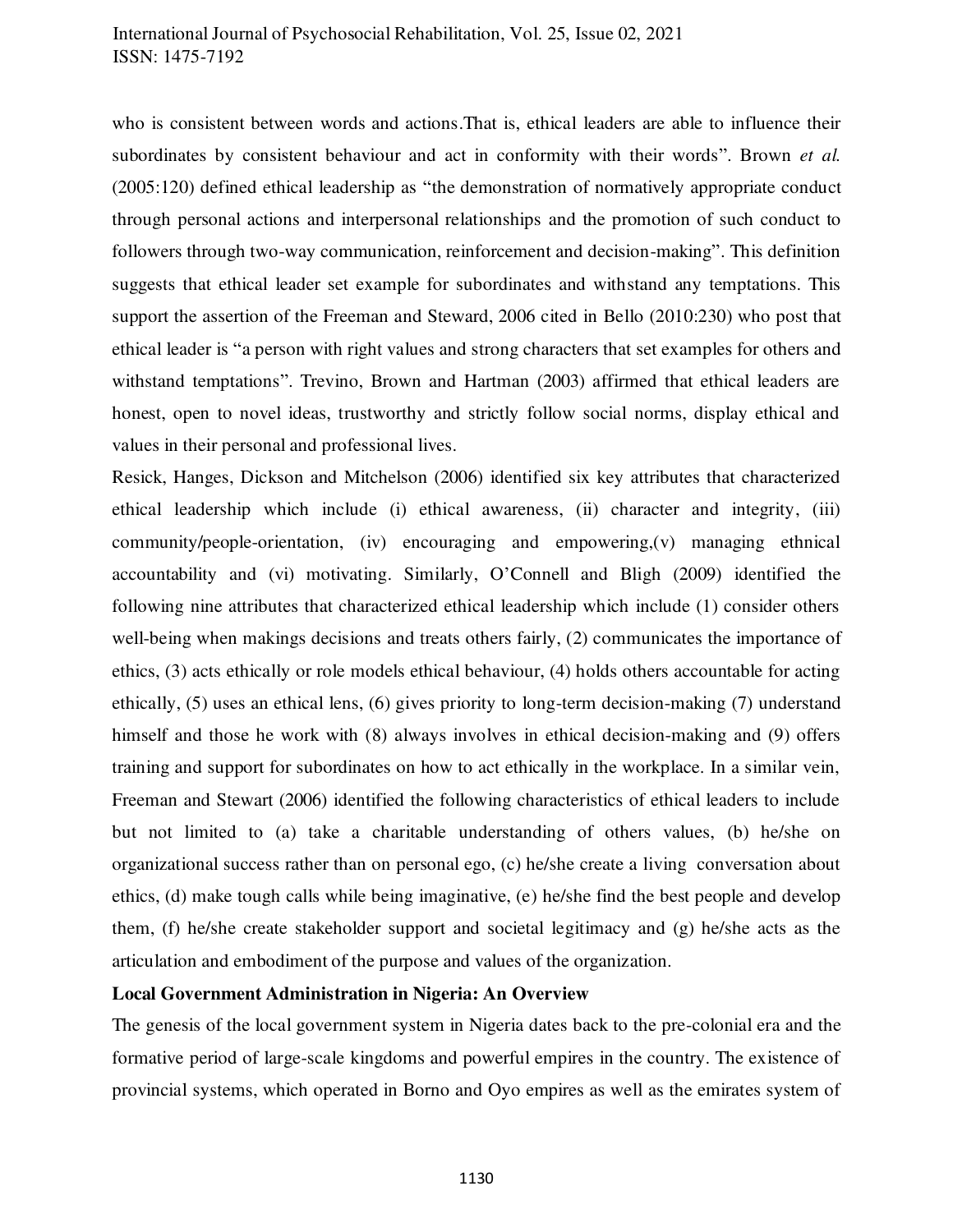who is consistent between words and actions.That is, ethical leaders are able to influence their subordinates by consistent behaviour and act in conformity with their words". Brown *et al.* (2005:120) defined ethical leadership as "the demonstration of normatively appropriate conduct through personal actions and interpersonal relationships and the promotion of such conduct to followers through two-way communication, reinforcement and decision-making". This definition suggests that ethical leader set example for subordinates and withstand any temptations. This support the assertion of the Freeman and Steward, 2006 cited in Bello (2010:230) who post that ethical leader is "a person with right values and strong characters that set examples for others and withstand temptations". Trevino, Brown and Hartman (2003) affirmed that ethical leaders are honest, open to novel ideas, trustworthy and strictly follow social norms, display ethical and values in their personal and professional lives.

Resick, Hanges, Dickson and Mitchelson (2006) identified six key attributes that characterized ethical leadership which include (i) ethical awareness, (ii) character and integrity, (iii) community/people-orientation, (iv) encouraging and empowering,(v) managing ethnical accountability and (vi) motivating. Similarly, O'Connell and Bligh (2009) identified the following nine attributes that characterized ethical leadership which include (1) consider others well-being when makings decisions and treats others fairly, (2) communicates the importance of ethics, (3) acts ethically or role models ethical behaviour, (4) holds others accountable for acting ethically, (5) uses an ethical lens, (6) gives priority to long-term decision-making (7) understand himself and those he work with (8) always involves in ethical decision-making and (9) offers training and support for subordinates on how to act ethically in the workplace. In a similar vein, Freeman and Stewart (2006) identified the following characteristics of ethical leaders to include but not limited to (a) take a charitable understanding of others values, (b) he/she on organizational success rather than on personal ego, (c) he/she create a living conversation about ethics, (d) make tough calls while being imaginative, (e) he/she find the best people and develop them, (f) he/she create stakeholder support and societal legitimacy and (g) he/she acts as the articulation and embodiment of the purpose and values of the organization.

**Local Government Administration in Nigeria: An Overview**

The genesis of the local government system in Nigeria dates back to the pre-colonial era and the formative period of large-scale kingdoms and powerful empires in the country. The existence of provincial systems, which operated in Borno and Oyo empires as well as the emirates system of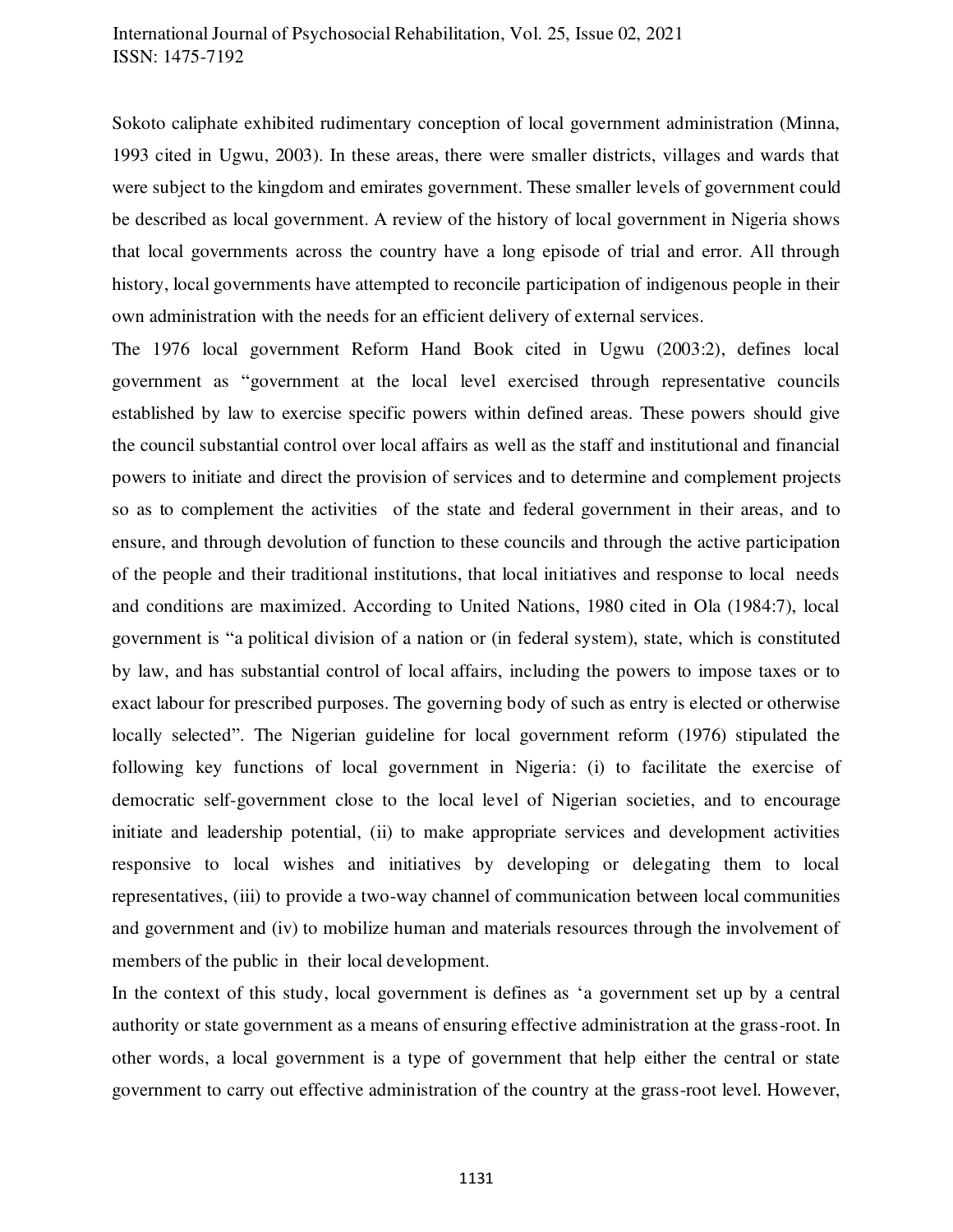Sokoto caliphate exhibited rudimentary conception of local government administration (Minna, 1993 cited in Ugwu, 2003). In these areas, there were smaller districts, villages and wards that were subject to the kingdom and emirates government. These smaller levels of government could be described as local government. A review of the history of local government in Nigeria shows that local governments across the country have a long episode of trial and error. All through history, local governments have attempted to reconcile participation of indigenous people in their own administration with the needs for an efficient delivery of external services.

The 1976 local government Reform Hand Book cited in Ugwu (2003:2), defines local government as "government at the local level exercised through representative councils established by law to exercise specific powers within defined areas. These powers should give the council substantial control over local affairs as well as the staff and institutional and financial powers to initiate and direct the provision of services and to determine and complement projects so as to complement the activities of the state and federal government in their areas, and to ensure, and through devolution of function to these councils and through the active participation of the people and their traditional institutions, that local initiatives and response to local needs and conditions are maximized. According to United Nations, 1980 cited in Ola (1984:7), local government is "a political division of a nation or (in federal system), state, which is constituted by law, and has substantial control of local affairs, including the powers to impose taxes or to exact labour for prescribed purposes. The governing body of such as entry is elected or otherwise locally selected". The Nigerian guideline for local government reform (1976) stipulated the following key functions of local government in Nigeria: (i) to facilitate the exercise of democratic self-government close to the local level of Nigerian societies, and to encourage initiate and leadership potential, (ii) to make appropriate services and development activities responsive to local wishes and initiatives by developing or delegating them to local representatives, (iii) to provide a two-way channel of communication between local communities and government and (iv) to mobilize human and materials resources through the involvement of members of the public in their local development.

In the context of this study, local government is defines as 'a government set up by a central authority or state government as a means of ensuring effective administration at the grass-root. In other words, a local government is a type of government that help either the central or state government to carry out effective administration of the country at the grass-root level. However,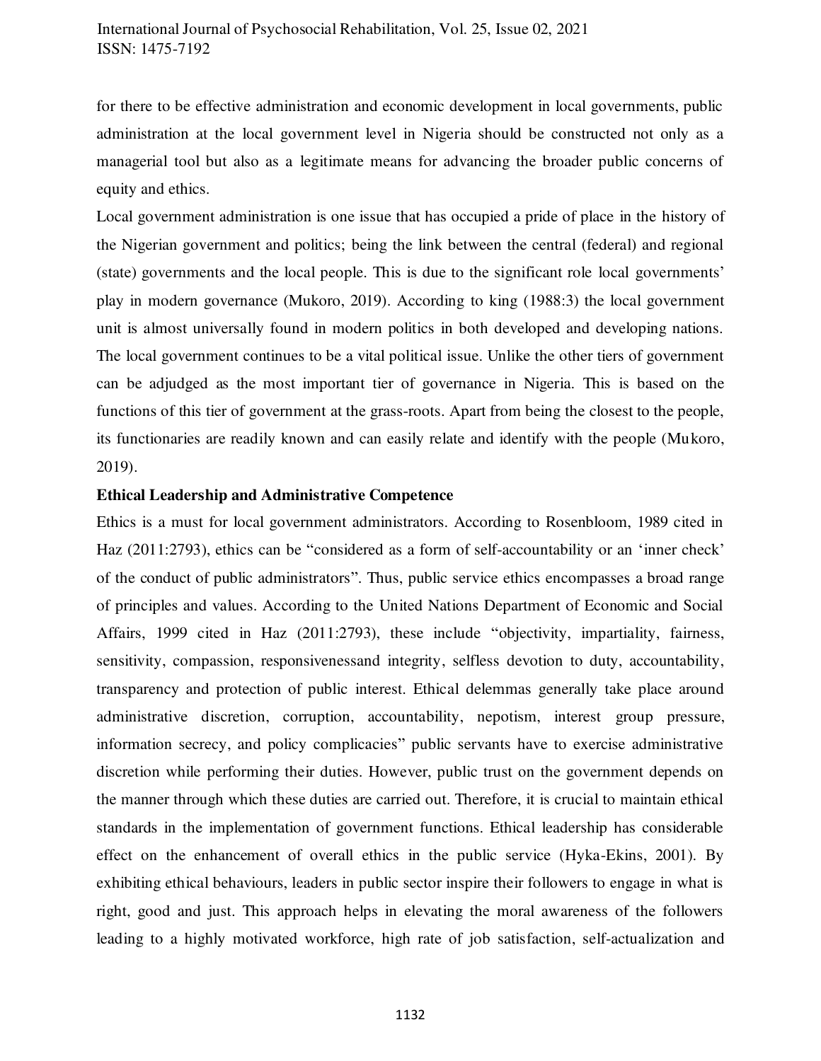for there to be effective administration and economic development in local governments, public administration at the local government level in Nigeria should be constructed not only as a managerial tool but also as a legitimate means for advancing the broader public concerns of equity and ethics.

Local government administration is one issue that has occupied a pride of place in the history of the Nigerian government and politics; being the link between the central (federal) and regional (state) governments and the local people. This is due to the significant role local governments' play in modern governance (Mukoro, 2019). According to king (1988:3) the local government unit is almost universally found in modern politics in both developed and developing nations. The local government continues to be a vital political issue. Unlike the other tiers of government can be adjudged as the most important tier of governance in Nigeria. This is based on the functions of this tier of government at the grass-roots. Apart from being the closest to the people, its functionaries are readily known and can easily relate and identify with the people (Mukoro, 2019).

**Ethical Leadership and Administrative Competence**

Ethics is a must for local government administrators. According to Rosenbloom, 1989 cited in Haz (2011:2793), ethics can be "considered as a form of self-accountability or an 'inner check' of the conduct of public administrators". Thus, public service ethics encompasses a broad range of principles and values. According to the United Nations Department of Economic and Social Affairs, 1999 cited in Haz (2011:2793), these include "objectivity, impartiality, fairness, sensitivity, compassion, responsivenessand integrity, selfless devotion to duty, accountability, transparency and protection of public interest. Ethical delemmas generally take place around administrative discretion, corruption, accountability, nepotism, interest group pressure, information secrecy, and policy complicacies" public servants have to exercise administrative discretion while performing their duties. However, public trust on the government depends on the manner through which these duties are carried out. Therefore, it is crucial to maintain ethical standards in the implementation of government functions. Ethical leadership has considerable effect on the enhancement of overall ethics in the public service (Hyka-Ekins, 2001). By exhibiting ethical behaviours, leaders in public sector inspire their followers to engage in what is right, good and just. This approach helps in elevating the moral awareness of the followers leading to a highly motivated workforce, high rate of job satisfaction, self-actualization and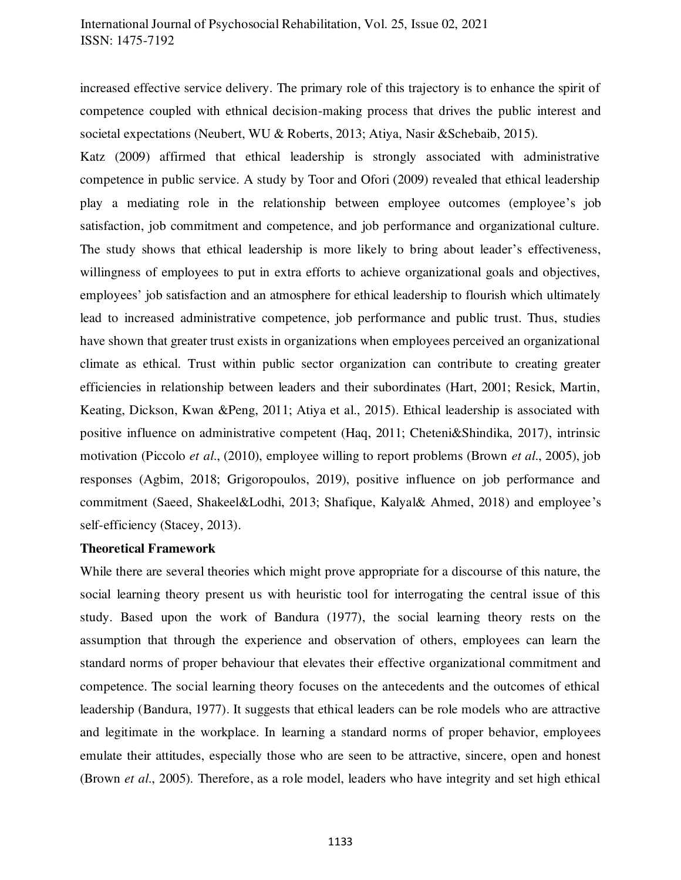increased effective service delivery. The primary role of this trajectory is to enhance the spirit of competence coupled with ethnical decision-making process that drives the public interest and societal expectations (Neubert, WU & Roberts, 2013; Atiya, Nasir &Schebaib, 2015).

Katz (2009) affirmed that ethical leadership is strongly associated with administrative competence in public service. A study by Toor and Ofori (2009) revealed that ethical leadership play a mediating role in the relationship between employee outcomes (employee's job satisfaction, job commitment and competence, and job performance and organizational culture. The study shows that ethical leadership is more likely to bring about leader's effectiveness, willingness of employees to put in extra efforts to achieve organizational goals and objectives, employees' job satisfaction and an atmosphere for ethical leadership to flourish which ultimately lead to increased administrative competence, job performance and public trust. Thus, studies have shown that greater trust exists in organizations when employees perceived an organizational climate as ethical. Trust within public sector organization can contribute to creating greater efficiencies in relationship between leaders and their subordinates (Hart, 2001; Resick, Martin, Keating, Dickson, Kwan &Peng, 2011; Atiya et al., 2015). Ethical leadership is associated with positive influence on administrative competent (Haq, 2011; Cheteni&Shindika, 2017), intrinsic motivation (Piccolo *et al*., (2010), employee willing to report problems (Brown *et al*., 2005), job responses (Agbim, 2018; Grigoropoulos, 2019), positive influence on job performance and commitment (Saeed, Shakeel&Lodhi, 2013; Shafique, Kalyal& Ahmed, 2018) and employee's self-efficiency (Stacey, 2013).

**Theoretical Framework**

While there are several theories which might prove appropriate for a discourse of this nature, the social learning theory present us with heuristic tool for interrogating the central issue of this study. Based upon the work of Bandura (1977), the social learning theory rests on the assumption that through the experience and observation of others, employees can learn the standard norms of proper behaviour that elevates their effective organizational commitment and competence. The social learning theory focuses on the antecedents and the outcomes of ethical leadership (Bandura, 1977). It suggests that ethical leaders can be role models who are attractive and legitimate in the workplace. In learning a standard norms of proper behavior, employees emulate their attitudes, especially those who are seen to be attractive, sincere, open and honest (Brown *et al*., 2005). Therefore, as a role model, leaders who have integrity and set high ethical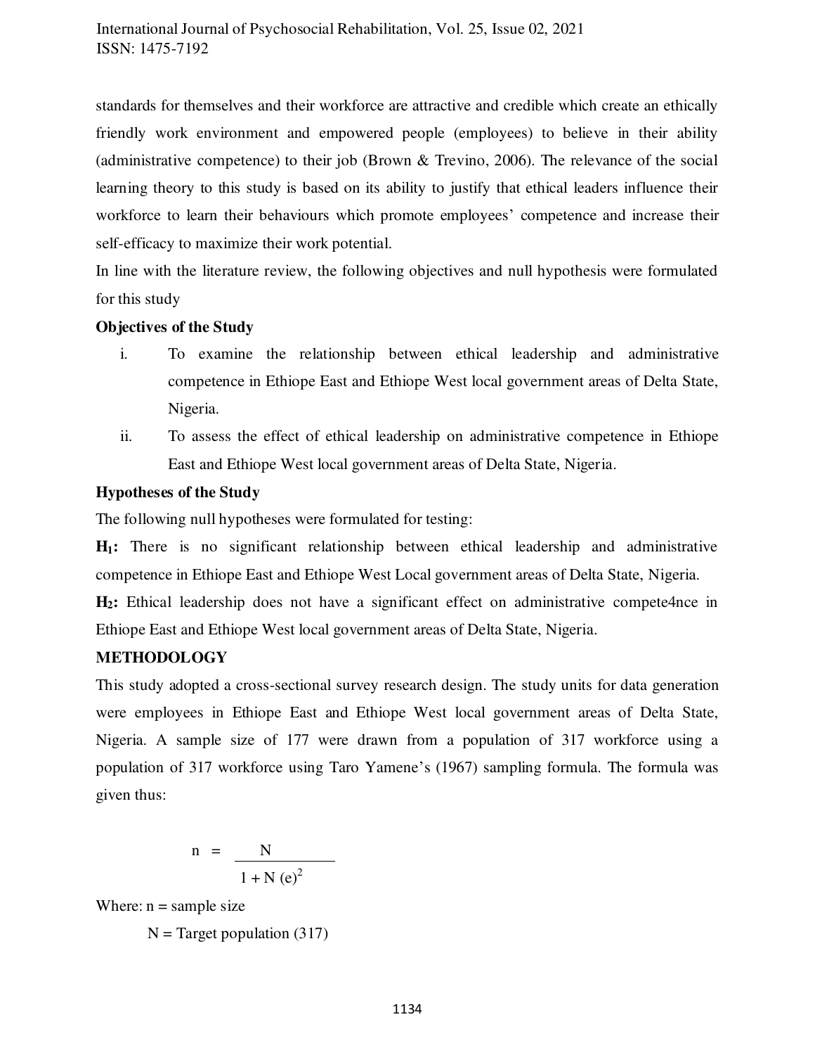standards for themselves and their workforce are attractive and credible which create an ethically friendly work environment and empowered people (employees) to believe in their ability (administrative competence) to their job (Brown & Trevino, 2006). The relevance of the social learning theory to this study is based on its ability to justify that ethical leaders influence their workforce to learn their behaviours which promote employees' competence and increase their self-efficacy to maximize their work potential.

In line with the literature review, the following objectives and null hypothesis were formulated for this study

**Objectives of the Study**

i. To examine the relationship between ethical leadership and administrative competence in Ethiope East and Ethiope West local government areas of Delta State, Nigeria.

ii. To assess the effect of ethical leadership on administrative competence in Ethiope East and Ethiope West local government areas of Delta State, Nigeria.

**Hypotheses of the Study**

The following null hypotheses were formulated for testing:

**$H_1$:** There is no significant relationship between ethical leadership and administrative competence in Ethiope East and Ethiope West Local government areas of Delta State, Nigeria.

**$H_2$:** Ethical leadership does not have a significant effect on administrative compete4nce in Ethiope East and Ethiope West local government areas of Delta State, Nigeria.

**METHODOLOGY**

This study adopted a cross-sectional survey research design. The study units for data generation were employees in Ethiope East and Ethiope West local government areas of Delta State, Nigeria. A sample size of 177 were drawn from a population of 317 workforce using a population of 317 workforce using Taro Yamene's (1967) sampling formula. The formula was given thus:

$$n = \frac{N}{1 + N(e)^2}$$

Where: n = sample size

N = Target population (317)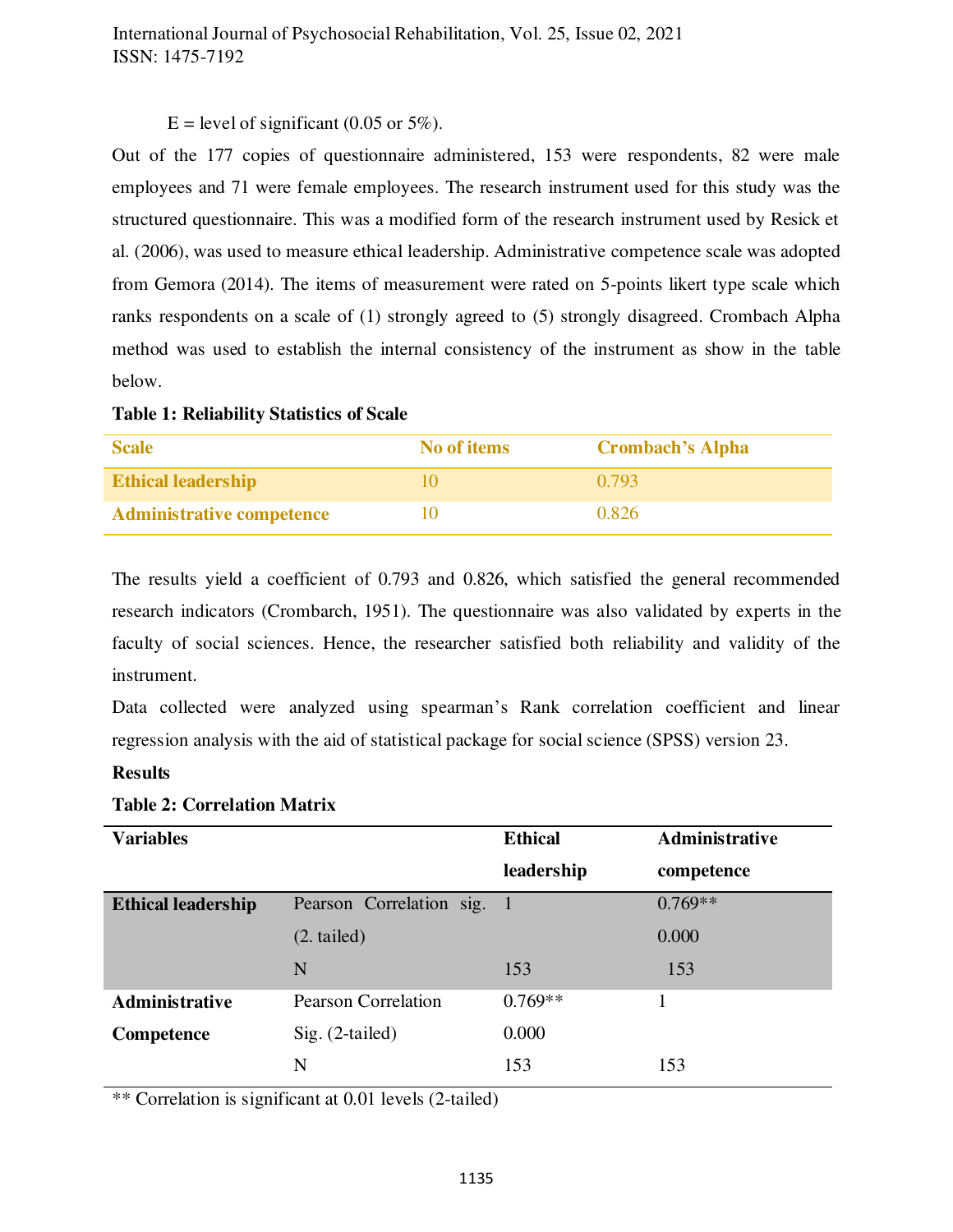E = level of significant (0.05 or 5%).

Out of the 177 copies of questionnaire administered, 153 were respondents, 82 were male employees and 71 were female employees. The research instrument used for this study was the structured questionnaire. This was a modified form of the research instrument used by Resick et al. (2006), was used to measure ethical leadership. Administrative competence scale was adopted from Gemora (2014). The items of measurement were rated on 5-points likert type scale which ranks respondents on a scale of (1) strongly agreed to (5) strongly disagreed. Crombach Alpha method was used to establish the internal consistency of the instrument as show in the table below.

**Table 1: Reliability Statistics of Scale**

| Scale | No of items | Crombach's Alpha |
|---|---|---|
| Ethical leadership | 10 | 0.793 |
| Administrative competence | 10 | 0.826 |

The results yield a coefficient of 0.793 and 0.826, which satisfied the general recommended research indicators (Crombarch, 1951). The questionnaire was also validated by experts in the faculty of social sciences. Hence, the researcher satisfied both reliability and validity of the instrument.

Data collected were analyzed using spearman's Rank correlation coefficient and linear regression analysis with the aid of statistical package for social science (SPSS) version 23.

**Results**

**Table 2: Correlation Matrix**

| Variables | | Ethical leadership | Administrative competence |
|---|---|---|---|
| **Ethical leadership** | Pearson Correlation sig. (2. tailed) | 1 | 0.769** <br> 0.000 |
| | N | 153 | 153 |
| **Administrative Competence** | Pearson Correlation | 0.769** | 1 |
| | Sig. (2-tailed) | 0.000 | |
| | N | 153 | 153 |

** Correlation is significant at 0.01 levels (2-tailed)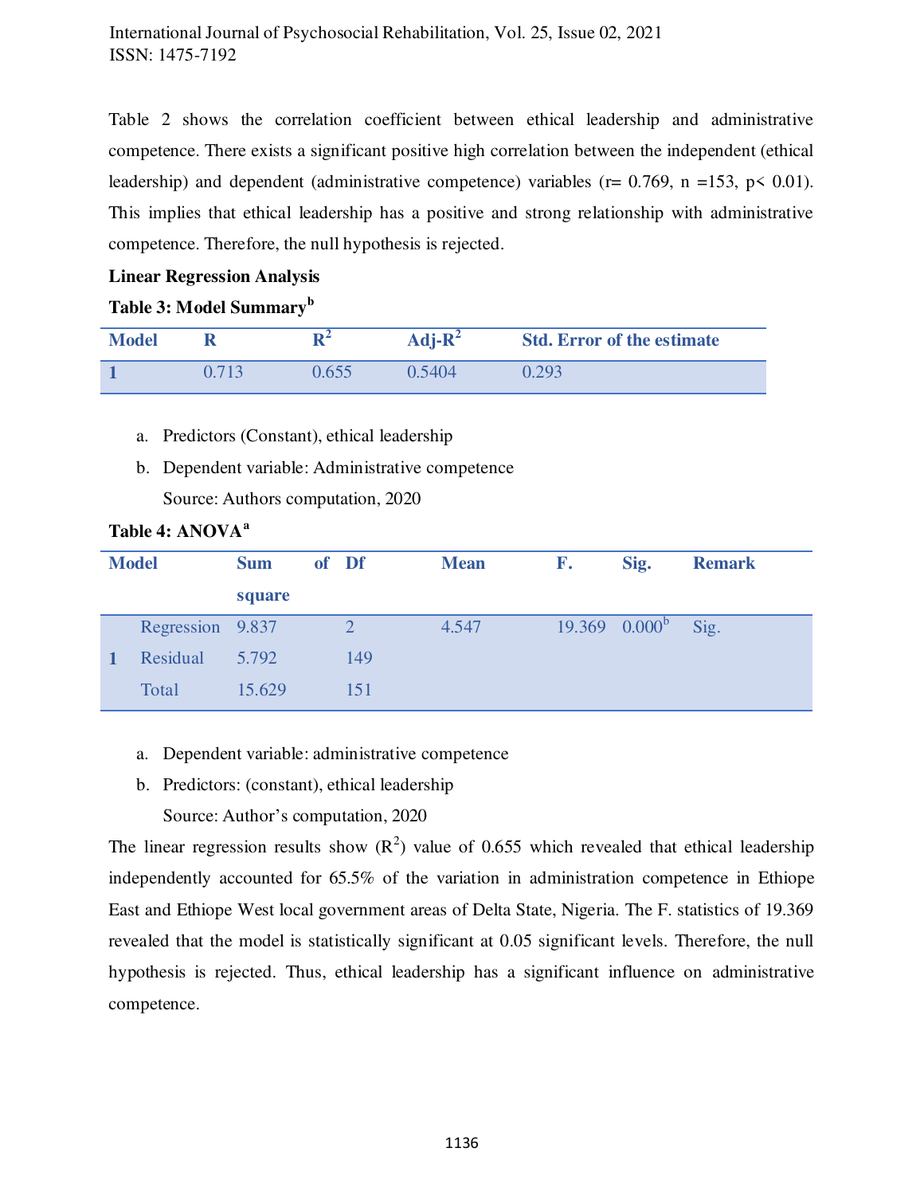Table 2 shows the correlation coefficient between ethical leadership and administrative competence. There exists a significant positive high correlation between the independent (ethical leadership) and dependent (administrative competence) variables (r= 0.769, n =153, p< 0.01). This implies that ethical leadership has a positive and strong relationship with administrative competence. Therefore, the null hypothesis is rejected.

**Linear Regression Analysis**

**Table 3: Model Summary[b]**

| Model | R | $R^2$ | Adj-$R^2$ | Std. Error of the estimate |
|---|---|---|---|---|
| 1 | 0.713 | 0.655 | 0.5404 | 0.293 |

a. Predictors (Constant), ethical leadership

b. Dependent variable: Administrative competence

Source: Authors computation, 2020

**Table 4: ANOVA[a]**

| Model | | Sum of square | Df | Mean | F. | Sig. | Remark |
|---|---|---|---|---|---|---|---|
| 1 | Regression | 9.837 | 2 | 4.547 | 19.369 | 0.000[b] | Sig. |
| | Residual | 5.792 | 149 | | | | |
| | Total | 15.629 | 151 | | | | |

a. Dependent variable: administrative competence

b. Predictors: (constant), ethical leadership

Source: Author's computation, 2020

The linear regression results show ($R^2$) value of 0.655 which revealed that ethical leadership independently accounted for 65.5% of the variation in administration competence in Ethiope East and Ethiope West local government areas of Delta State, Nigeria. The F. statistics of 19.369 revealed that the model is statistically significant at 0.05 significant levels. Therefore, the null hypothesis is rejected. Thus, ethical leadership has a significant influence on administrative competence.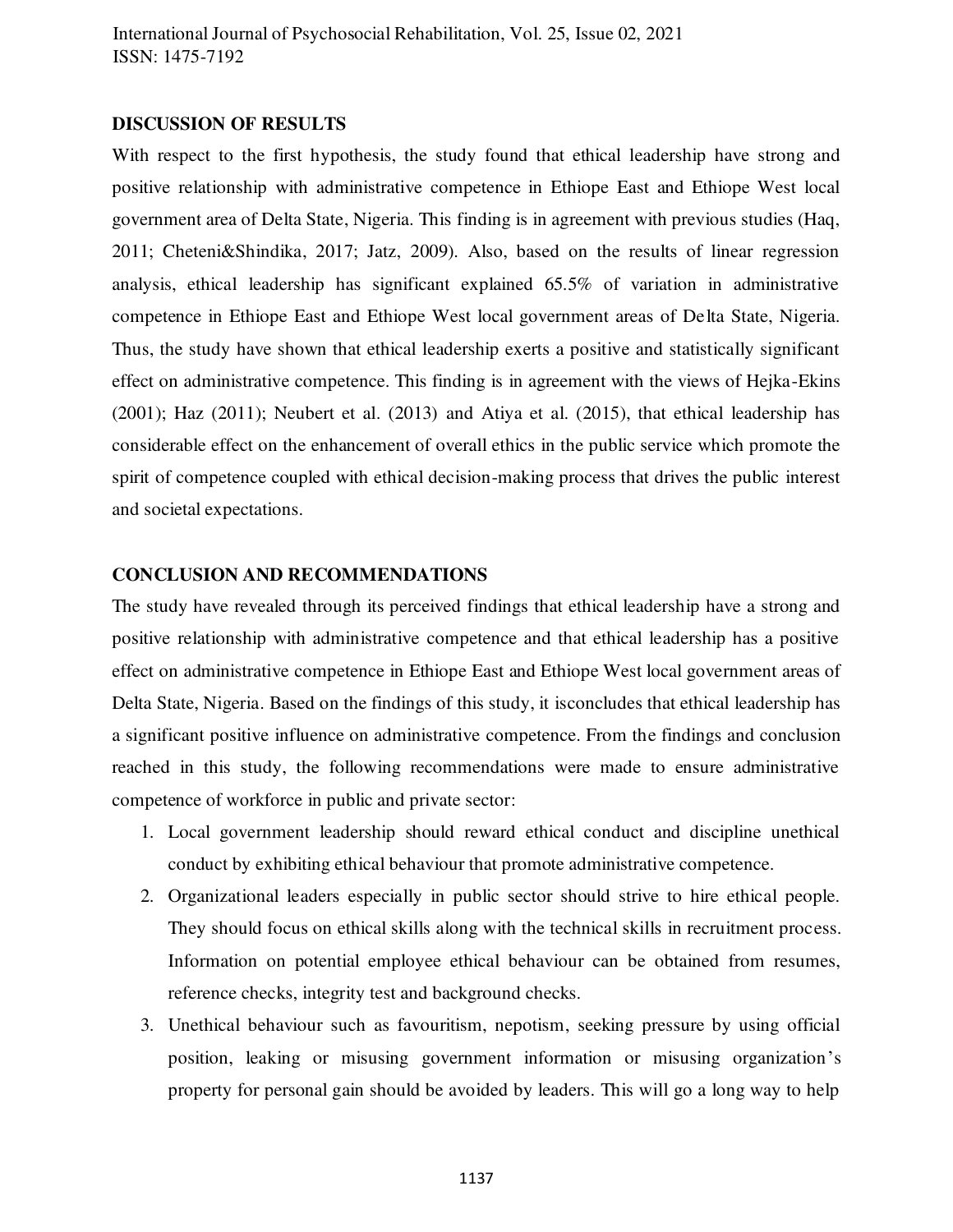## DISCUSSION OF RESULTS

With respect to the first hypothesis, the study found that ethical leadership have strong and positive relationship with administrative competence in Ethiope East and Ethiope West local government area of Delta State, Nigeria. This finding is in agreement with previous studies (Haq, 2011; Cheteni&Shindika, 2017; Jatz, 2009). Also, based on the results of linear regression analysis, ethical leadership has significant explained 65.5% of variation in administrative competence in Ethiope East and Ethiope West local government areas of Delta State, Nigeria. Thus, the study have shown that ethical leadership exerts a positive and statistically significant effect on administrative competence. This finding is in agreement with the views of Hejka-Ekins (2001); Haz (2011); Neubert et al. (2013) and Atiya et al. (2015), that ethical leadership has considerable effect on the enhancement of overall ethics in the public service which promote the spirit of competence coupled with ethical decision-making process that drives the public interest and societal expectations.

## CONCLUSION AND RECOMMENDATIONS

The study have revealed through its perceived findings that ethical leadership have a strong and positive relationship with administrative competence and that ethical leadership has a positive effect on administrative competence in Ethiope East and Ethiope West local government areas of Delta State, Nigeria. Based on the findings of this study, it isconcludes that ethical leadership has a significant positive influence on administrative competence. From the findings and conclusion reached in this study, the following recommendations were made to ensure administrative competence of workforce in public and private sector:

1. Local government leadership should reward ethical conduct and discipline unethical conduct by exhibiting ethical behaviour that promote administrative competence.
2. Organizational leaders especially in public sector should strive to hire ethical people. They should focus on ethical skills along with the technical skills in recruitment process. Information on potential employee ethical behaviour can be obtained from resumes, reference checks, integrity test and background checks.
3. Unethical behaviour such as favouritism, nepotism, seeking pressure by using official position, leaking or misusing government information or misusing organization's property for personal gain should be avoided by leaders. This will go a long way to help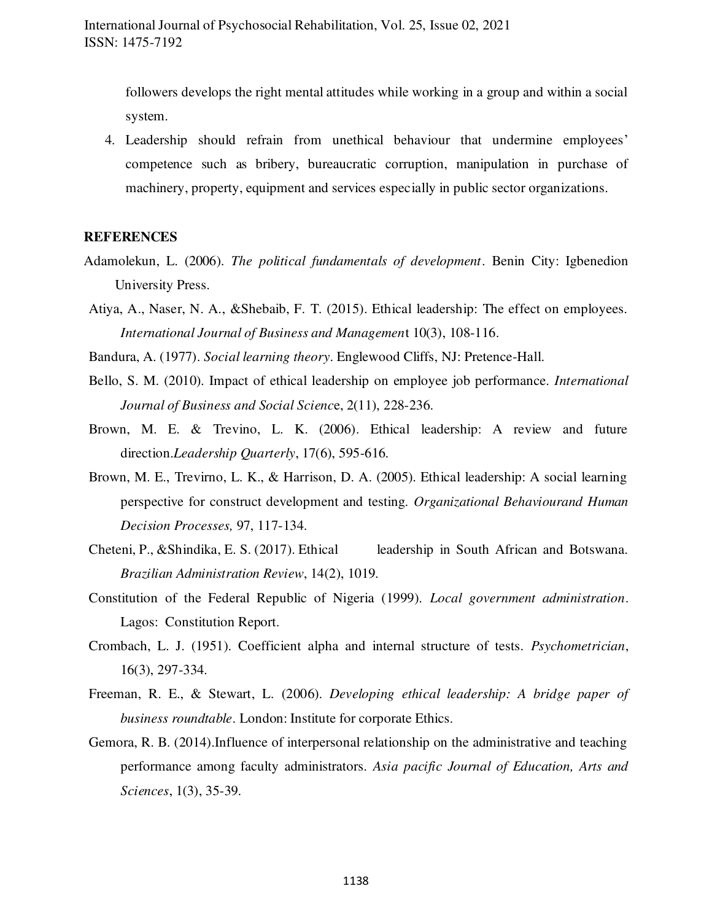followers develops the right mental attitudes while working in a group and within a social system.

4. Leadership should refrain from unethical behaviour that undermine employees' competence such as bribery, bureaucratic corruption, manipulation in purchase of machinery, property, equipment and services especially in public sector organizations.

## REFERENCES

Adamolekun, L. (2006). *The political fundamentals of development*. Benin City: Igbenedion University Press.

Atiya, A., Naser, N. A., &Shebaib, F. T. (2015). Ethical leadership: The effect on employees. *International Journal of Business and Managemen*t 10(3), 108-116.

Bandura, A. (1977). *Social learning theory*. Englewood Cliffs, NJ: Pretence-Hall.

Bello, S. M. (2010). Impact of ethical leadership on employee job performance. *International Journal of Business and Social Scienc*e, 2(11), 228-236.

Brown, M. E. & Trevino, L. K. (2006). Ethical leadership: A review and future direction.*Leadership Quarterly*, 17(6), 595-616.

Brown, M. E., Trevirno, L. K., & Harrison, D. A. (2005). Ethical leadership: A social learning perspective for construct development and testing. *Organizational Behaviourand Human Decision Processes,* 97, 117-134.

Cheteni, P., &Shindika, E. S. (2017). Ethical leadership in South African and Botswana. *Brazilian Administration Review*, 14(2), 1019.

Constitution of the Federal Republic of Nigeria (1999). *Local government administration*. Lagos: Constitution Report.

Crombach, L. J. (1951). Coefficient alpha and internal structure of tests. *Psychometrician*, 16(3), 297-334.

Freeman, R. E., & Stewart, L. (2006). *Developing ethical leadership: A bridge paper of business roundtable*. London: Institute for corporate Ethics.

Gemora, R. B. (2014).Influence of interpersonal relationship on the administrative and teaching performance among faculty administrators. *Asia pacific Journal of Education, Arts and Sciences*, 1(3), 35-39.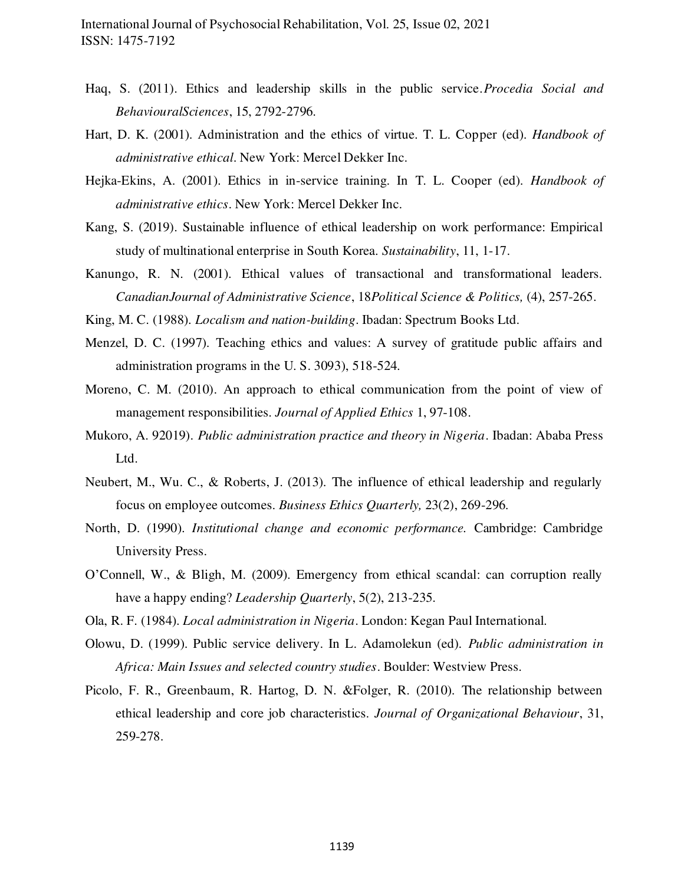Haq, S. (2011). Ethics and leadership skills in the public service.*Procedia Social and BehaviouralSciences*, 15, 2792-2796.

Hart, D. K. (2001). Administration and the ethics of virtue. T. L. Copper (ed). *Handbook of administrative ethical*. New York: Mercel Dekker Inc.

Hejka-Ekins, A. (2001). Ethics in in-service training. In T. L. Cooper (ed). *Handbook of administrative ethics*. New York: Mercel Dekker Inc.

Kang, S. (2019). Sustainable influence of ethical leadership on work performance: Empirical study of multinational enterprise in South Korea. *Sustainability*, 11, 1-17.

Kanungo, R. N. (2001). Ethical values of transactional and transformational leaders. *CanadianJournal of Administrative Science*, 18*Political Science & Politics,* (4), 257-265.

King, M. C. (1988). *Localism and nation-building*. Ibadan: Spectrum Books Ltd.

Menzel, D. C. (1997). Teaching ethics and values: A survey of gratitude public affairs and administration programs in the U. S. 3093), 518-524.

Moreno, C. M. (2010). An approach to ethical communication from the point of view of management responsibilities. *Journal of Applied Ethics* 1, 97-108.

Mukoro, A. 92019). *Public administration practice and theory in Nigeria*. Ibadan: Ababa Press Ltd.

Neubert, M., Wu. C., & Roberts, J. (2013). The influence of ethical leadership and regularly focus on employee outcomes. *Business Ethics Quarterly,* 23(2), 269-296.

North, D. (1990). *Institutional change and economic performance.* Cambridge: Cambridge University Press.

O'Connell, W., & Bligh, M. (2009). Emergency from ethical scandal: can corruption really have a happy ending? *Leadership Quarterly*, 5(2), 213-235.

Ola, R. F. (1984). *Local administration in Nigeria*. London: Kegan Paul International.

Olowu, D. (1999). Public service delivery. In L. Adamolekun (ed). *Public administration in Africa: Main Issues and selected country studies*. Boulder: Westview Press.

Picolo, F. R., Greenbaum, R. Hartog, D. N. &Folger, R. (2010). The relationship between ethical leadership and core job characteristics. *Journal of Organizational Behaviour*, 31, 259-278.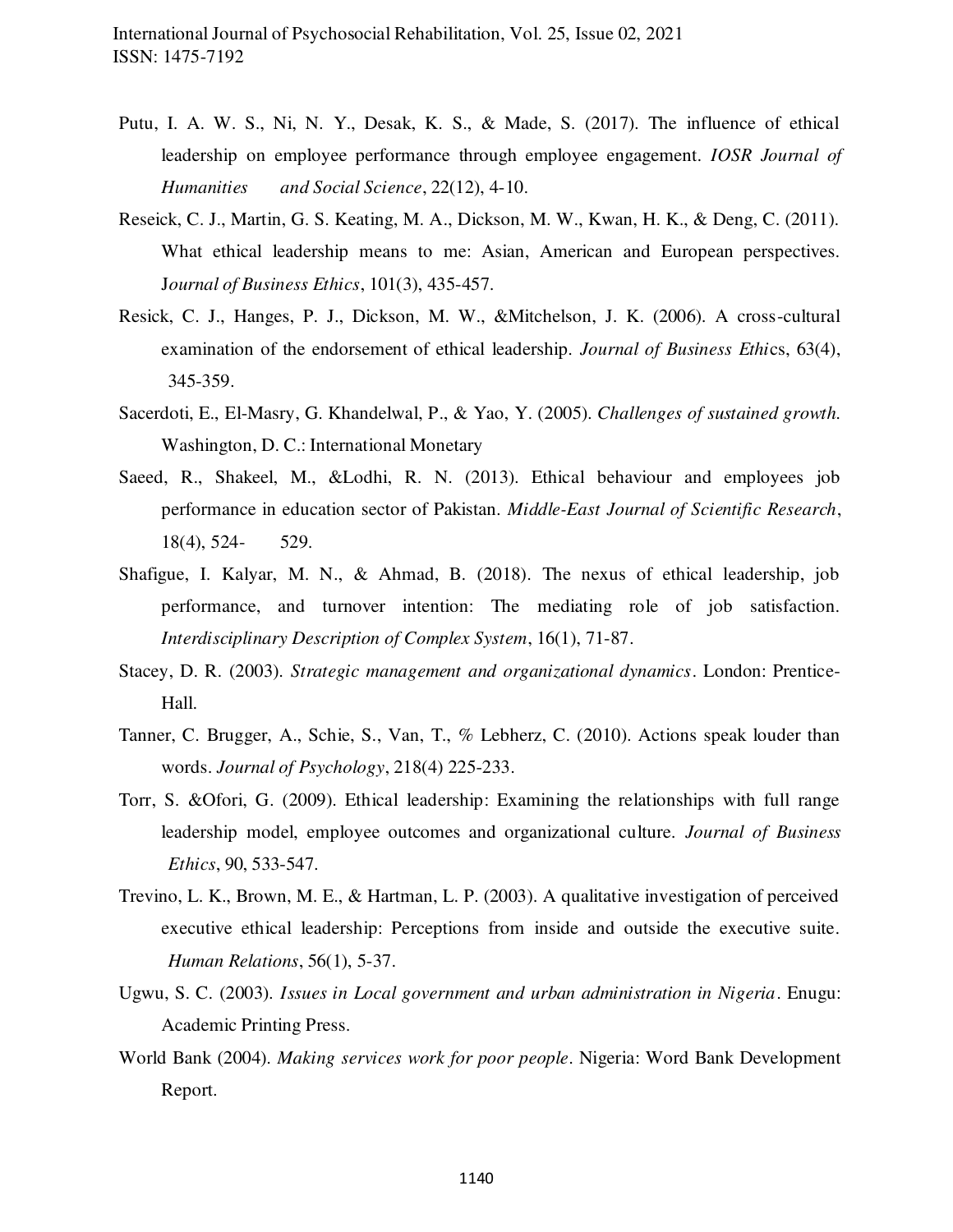Putu, I. A. W. S., Ni, N. Y., Desak, K. S., & Made, S. (2017). The influence of ethical leadership on employee performance through employee engagement. *IOSR Journal of Humanities and Social Science*, 22(12), 4-10.

Reseick, C. J., Martin, G. S. Keating, M. A., Dickson, M. W., Kwan, H. K., & Deng, C. (2011). What ethical leadership means to me: Asian, American and European perspectives. J*ournal of Business Ethics*, 101(3), 435-457.

Resick, C. J., Hanges, P. J., Dickson, M. W., &Mitchelson, J. K. (2006). A cross-cultural examination of the endorsement of ethical leadership. *Journal of Business Ethic*s, 63(4), 345-359.

Sacerdoti, E., El-Masry, G. Khandelwal, P., & Yao, Y. (2005). *Challenges of sustained growth.* Washington, D. C.: International Monetary

Saeed, R., Shakeel, M., &Lodhi, R. N. (2013). Ethical behaviour and employees job performance in education sector of Pakistan. *Middle-East Journal of Scientific Research*, 18(4), 524- 529.

Shafigue, I. Kalyar, M. N., & Ahmad, B. (2018). The nexus of ethical leadership, job performance, and turnover intention: The mediating role of job satisfaction. *Interdisciplinary Description of Complex System*, 16(1), 71-87.

Stacey, D. R. (2003). *Strategic management and organizational dynamics*. London: Prentice-Hall.

Tanner, C. Brugger, A., Schie, S., Van, T., % Lebherz, C. (2010). Actions speak louder than words. *Journal of Psychology*, 218(4) 225-233.

Torr, S. &Ofori, G. (2009). Ethical leadership: Examining the relationships with full range leadership model, employee outcomes and organizational culture. *Journal of Business Ethics*, 90, 533-547.

Trevino, L. K., Brown, M. E., & Hartman, L. P. (2003). A qualitative investigation of perceived executive ethical leadership: Perceptions from inside and outside the executive suite. *Human Relations*, 56(1), 5-37.

Ugwu, S. C. (2003). *Issues in Local government and urban administration in Nigeria*. Enugu: Academic Printing Press.

World Bank (2004). *Making services work for poor people*. Nigeria: Word Bank Development Report.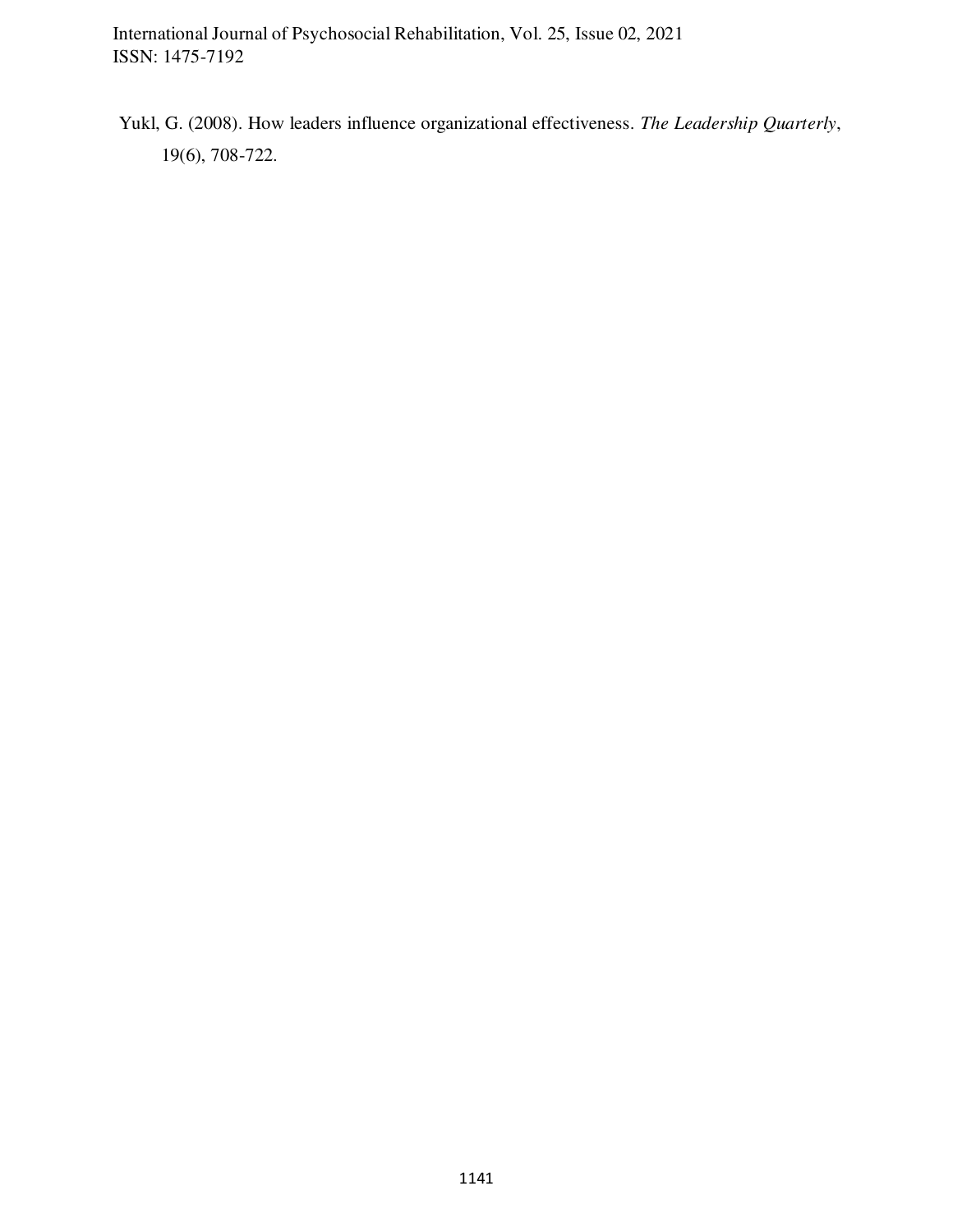Yukl, G. (2008). How leaders influence organizational effectiveness. *The Leadership Quarterly*, 19(6), 708-722.